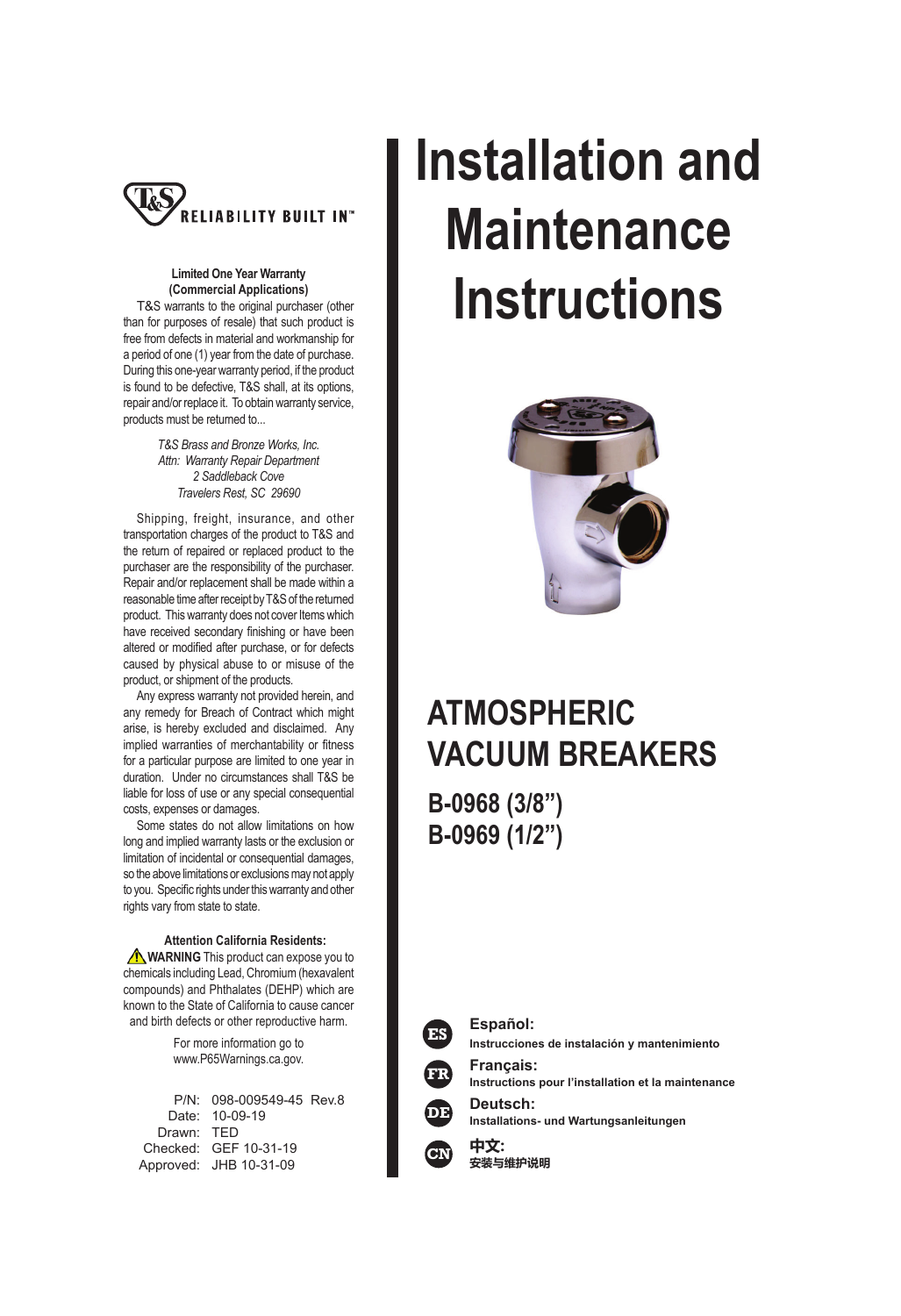T&S RELIABILITY BUILT IN™

# Installation and Maintenance Instructions

## ATMOSPHERIC VACUUM BREAKERS

### B-0968 (3/8")
### B-0969 (1/2")

**Limited One Year Warranty (Commercial Applications)**

T&S warrants to the original purchaser (other than for purposes of resale) that such product is free from defects in material and workmanship for a period of one (1) year from the date of purchase. During this one-year warranty period, if the product is found to be defective, T&S shall, at its options, repair and/or replace it. To obtain warranty service, products must be returned to...

*T&S Brass and Bronze Works, Inc.*
*Attn: Warranty Repair Department*
*2 Saddleback Cove*
*Travelers Rest, SC 29690*

Shipping, freight, insurance, and other transportation charges of the product to T&S and the return of repaired or replaced product to the purchaser are the responsibility of the purchaser. Repair and/or replacement shall be made within a reasonable time after receipt by T&S of the returned product. This warranty does not cover Items which have received secondary finishing or have been altered or modified after purchase, or for defects caused by physical abuse to or misuse of the product, or shipment of the products.

Any express warranty not provided herein, and any remedy for Breach of Contract which might arise, is hereby excluded and disclaimed. Any implied warranties of merchantability or fitness for a particular purpose are limited to one year in duration. Under no circumstances shall T&S be liable for loss of use or any special consequential costs, expenses or damages.

Some states do not allow limitations on how long and implied warranty lasts or the exclusion or limitation of incidental or consequential damages, so the above limitations or exclusions may not apply to you. Specific rights under this warranty and other rights vary from state to state.

**Attention California Residents:**

⚠ **WARNING** This product can expose you to chemicals including Lead, Chromium (hexavalent compounds) and Phthalates (DEHP) which are known to the State of California to cause cancer and birth defects or other reproductive harm.

For more information go to www.P65Warnings.ca.gov.

P/N: 098-009549-45 Rev.8
Date: 10-09-19
Drawn: TED
Checked: GEF 10-31-19
Approved: JHB 10-31-09

**ES** **Español:** Instrucciones de instalación y mantenimiento

**FR** **Français:** Instructions pour l'installation et la maintenance

**DE** **Deutsch:** Installations- und Wartungsanleitungen

**CN** **中文:** 安装与维护说明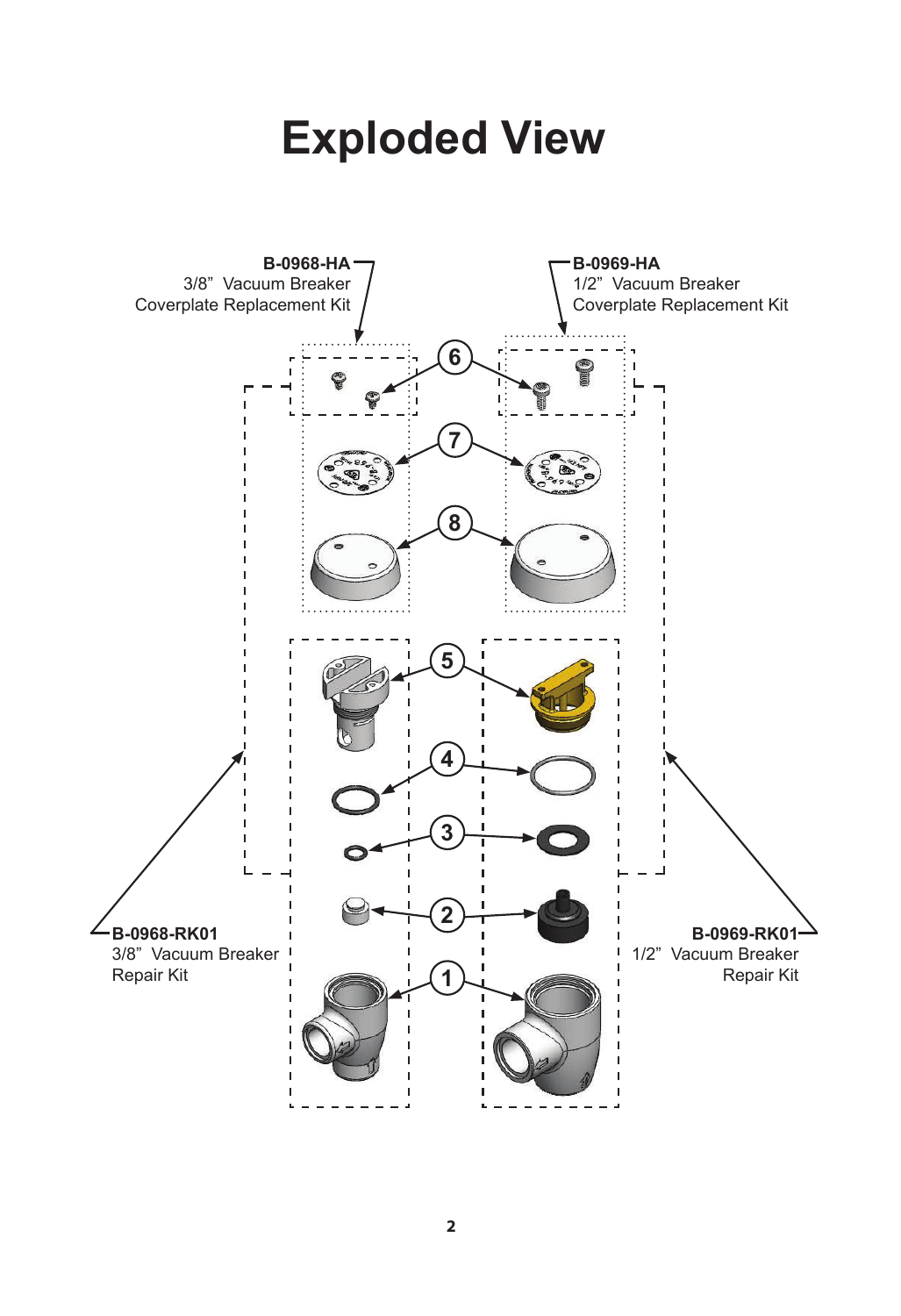# Exploded View

**B-0968-HA**
3/8" Vacuum Breaker
Coverplate Replacement Kit

**B-0969-HA**
1/2" Vacuum Breaker
Coverplate Replacement Kit

6

7

8

5

4

3

2

1

**B-0968-RK01**
3/8" Vacuum Breaker
Repair Kit

**B-0969-RK01**
1/2" Vacuum Breaker
Repair Kit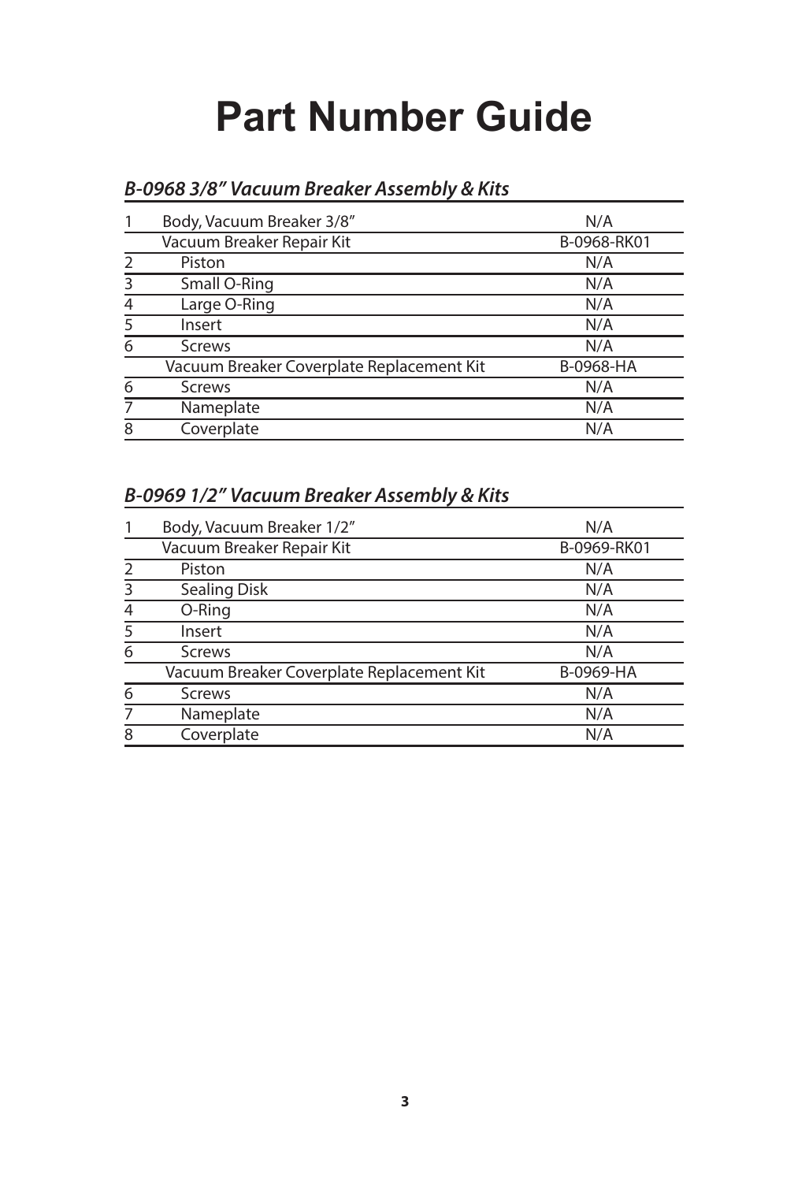# Part Number Guide

### *B-0968 3/8" Vacuum Breaker Assembly & Kits*

| | | |
|---|---|---|
| 1 | Body, Vacuum Breaker 3/8" | N/A |
| | Vacuum Breaker Repair Kit | B-0968-RK01 |
| 2 | Piston | N/A |
| 3 | Small O-Ring | N/A |
| 4 | Large O-Ring | N/A |
| 5 | Insert | N/A |
| 6 | Screws | N/A |
| | Vacuum Breaker Coverplate Replacement Kit | B-0968-HA |
| 6 | Screws | N/A |
| 7 | Nameplate | N/A |
| 8 | Coverplate | N/A |

### *B-0969 1/2" Vacuum Breaker Assembly & Kits*

| | | |
|---|---|---|
| 1 | Body, Vacuum Breaker 1/2" | N/A |
| | Vacuum Breaker Repair Kit | B-0969-RK01 |
| 2 | Piston | N/A |
| 3 | Sealing Disk | N/A |
| 4 | O-Ring | N/A |
| 5 | Insert | N/A |
| 6 | Screws | N/A |
| | Vacuum Breaker Coverplate Replacement Kit | B-0969-HA |
| 6 | Screws | N/A |
| 7 | Nameplate | N/A |
| 8 | Coverplate | N/A |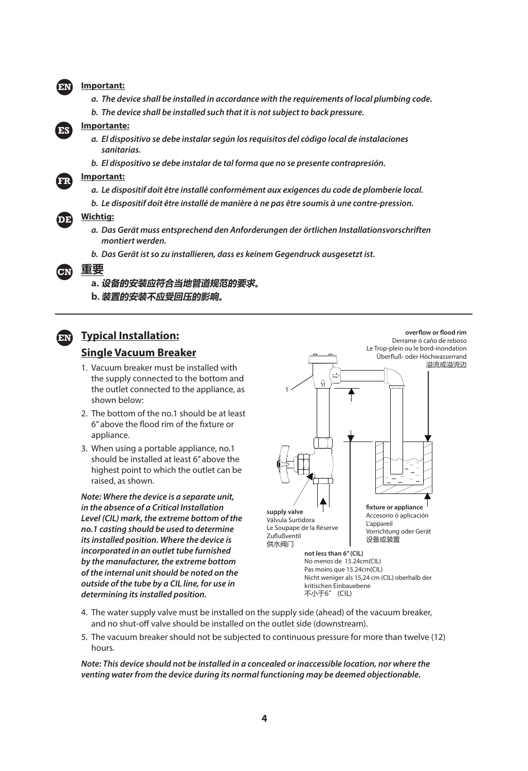**EN**

**Important:**

*a. The device shall be installed in accordance with the requirements of local plumbing code.*

*b. The device shall be installed such that it is not subject to back pressure.*

**ES**

**Importante:**

*a. El dispositivo se debe instalar según los requisitos del código local de instalaciones sanitarias.*

*b. El dispositivo se debe instalar de tal forma que no se presente contrapresión.*

**FR**

**Important:**

*a. Le dispositif doit être installé conformément aux exigences du code de plomberie local.*

*b. Le dispositif doit être installé de manière à ne pas être soumis à une contre-pression.*

**DE**

**Wichtig:**

*a. Das Gerät muss entsprechend den Anforderungen der örtlichen Installationsvorschriften montiert werden.*

*b. Das Gerät ist so zu installieren, dass es keinem Gegendruck ausgesetzt ist.*

**CN**

**重要**

**a. 设备的安装应符合当地管道规范的要求。**

**b. 装置的安装不应受回压的影响。**

---

**EN**

## Typical Installation:

### Single Vacuum Breaker

1. Vacuum breaker must be installed with the supply connected to the bottom and the outlet connected to the appliance, as shown below:
2. The bottom of the no.1 should be at least 6" above the flood rim of the fixture or appliance.
3. When using a portable appliance, no.1 should be installed at least 6" above the highest point to which the outlet can be raised, as shown.

***Note: Where the device is a separate unit, in the absence of a Critical Installation Level (CIL) mark, the extreme bottom of the no.1 casting should be used to determine its installed position. Where the device is incorporated in an outlet tube furnished by the manufacturer, the extreme bottom of the internal unit should be noted on the outside of the tube by a CIL line, for use in determining its installed position.***

1

**overflow or flood rim**
Derrame ó caño de reboso
Le Trop-plein ou le bord-inondation
Überfluß- oder Höchwasserrand
溢流或溢流边

**supply valve**
Válvula Surtidora
Le Soupape de la Réserve
Zuflußventil
供水阀门

**fixture or appliance**
Accesorio ó aplicación
L'appareil
Vorrichtung oder Gerät
设备或装置

**not less than 6" (CIL)**
No menos de 15.24cm(CIL)
Pas moins que 15.24cm(CIL)
Nicht weniger als 15,24 cm (CIL) oberhalb der kritischen Einbauebene
不小于6" (CIL)

4. The water supply valve must be installed on the supply side (ahead) of the vacuum breaker, and no shut-off valve should be installed on the outlet side (downstream).
5. The vacuum breaker should not be subjected to continuous pressure for more than twelve (12) hours.

***Note: This device should not be installed in a concealed or inaccessible location, nor where the venting water from the device during its normal functioning may be deemed objectionable.***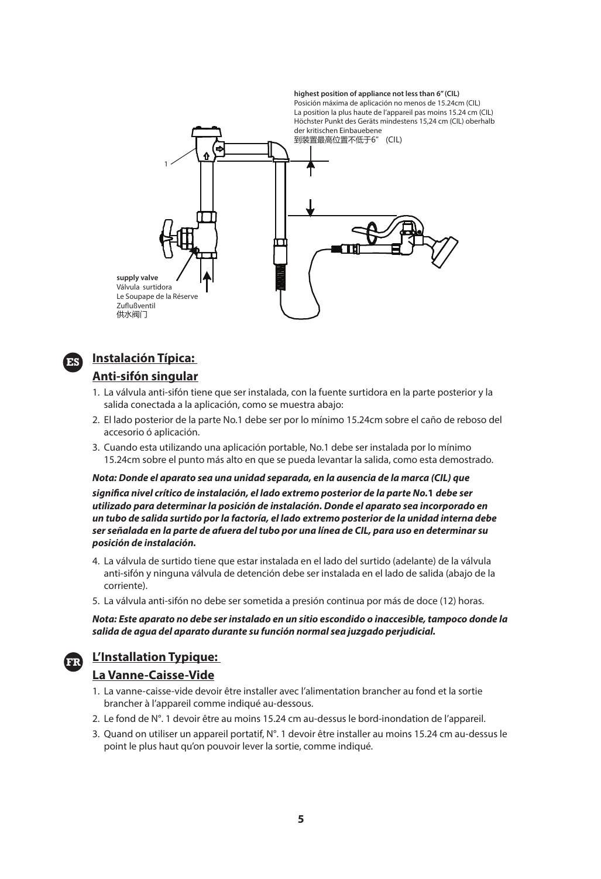**highest position of appliance not less than 6" (CIL)**
Posición máxima de aplicación no menos de 15.24cm (CIL)
La position la plus haute de l'appareil pas moins 15.24 cm (CIL)
Höchster Punkt des Geräts mindestens 15,24 cm (CIL) oberhalb der kritischen Einbauebene
到装置最高位置不低于6" (CIL)

1

**supply valve**
Válvula surtidora
Le Soupape de la Réserve
Zuflußventil
供水阀门

## ES Instalación Típica:

## Anti-sifón singular

1. La válvula anti-sifón tiene que ser instalada, con la fuente surtidora en la parte posterior y la salida conectada a la aplicación, como se muestra abajo:
2. El lado posterior de la parte No.1 debe ser por lo mínimo 15.24cm sobre el caño de reboso del accesorio ó aplicación.
3. Cuando esta utilizando una aplicación portable, No.1 debe ser instalada por lo mínimo 15.24cm sobre el punto más alto en que se pueda levantar la salida, como esta demostrado.

***Nota: Donde el aparato sea una unidad separada, en la ausencia de la marca (CIL) que significa nivel crítico de instalación, el lado extremo posterior de la parte No.1 debe ser utilizado para determinar la posición de instalación. Donde el aparato sea incorporado en un tubo de salida surtido por la factoría, el lado extremo posterior de la unidad interna debe ser señalada en la parte de afuera del tubo por una línea de CIL, para uso en determinar su posición de instalación.***

4. La válvula de surtido tiene que estar instalada en el lado del surtido (adelante) de la válvula anti-sifón y ninguna válvula de detención debe ser instalada en el lado de salida (abajo de la corriente).
5. La válvula anti-sifón no debe ser sometida a presión continua por más de doce (12) horas.

***Nota: Este aparato no debe ser instalado en un sitio escondido o inaccesible, tampoco donde la salida de agua del aparato durante su función normal sea juzgado perjudicial.***

## FR L'Installation Typique:

## La Vanne-Caisse-Vide

1. La vanne-caisse-vide devoir être installer avec l'alimentation brancher au fond et la sortie brancher à l'appareil comme indiqué au-dessous.
2. Le fond de N°. 1 devoir être au moins 15.24 cm au-dessus le bord-inondation de l'appareil.
3. Quand on utiliser un appareil portatif, N°. 1 devoir être installer au moins 15.24 cm au-dessus le point le plus haut qu'on pouvoir lever la sortie, comme indiqué.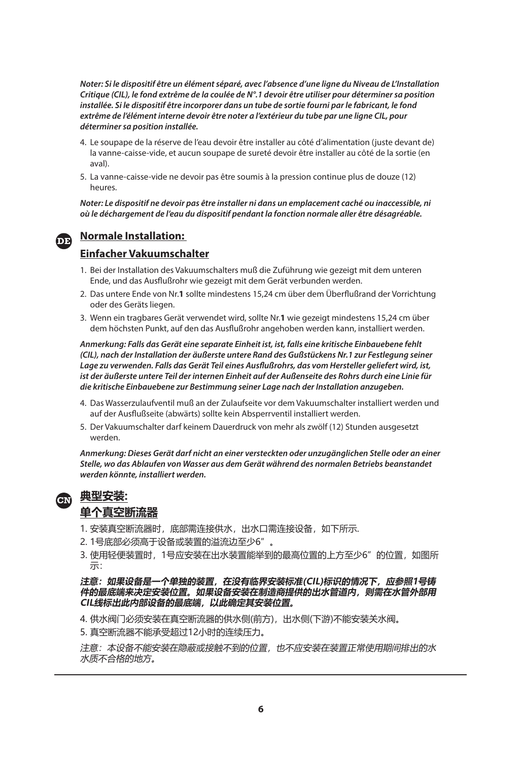***Noter: Si le dispositif être un élément séparé, avec l'absence d'une ligne du Niveau de L'Installation Critique (CIL), le fond extrême de la coulée de N°.1 devoir être utiliser pour déterminer sa position installée. Si le dispositif être incorporer dans un tube de sortie fourni par le fabricant, le fond extrême de l'élément interne devoir être noter a l'extérieur du tube par une ligne CIL, pour déterminer sa position installée.***

4. Le soupape de la réserve de l'eau devoir être installer au côté d'alimentation (juste devant de) la vanne-caisse-vide, et aucun soupape de sureté devoir être installer au côté de la sortie (en aval).
5. La vanne-caisse-vide ne devoir pas être soumis à la pression continue plus de douze (12) heures.

***Noter: Le dispositif ne devoir pas être installer ni dans un emplacement caché ou inaccessible, ni où le déchargement de l'eau du dispositif pendant la fonction normale aller être désagréable.***

DE

## Normale Installation:

## Einfacher Vakuumschalter

1. Bei der Installation des Vakuumschalters muß die Zuführung wie gezeigt mit dem unteren Ende, und das Ausflußrohr wie gezeigt mit dem Gerät verbunden werden.
2. Das untere Ende von Nr.**1** sollte mindestens 15,24 cm über dem Überflußrand der Vorrichtung oder des Geräts liegen.
3. Wenn ein tragbares Gerät verwendet wird, sollte Nr.**1** wie gezeigt mindestens 15,24 cm über dem höchsten Punkt, auf den das Ausflußrohr angehoben werden kann, installiert werden.

***Anmerkung: Falls das Gerät eine separate Einheit ist, ist, falls eine kritische Einbauebene fehlt (CIL), nach der Installation der äußerste untere Rand des Gußstückens Nr.1 zur Festlegung seiner Lage zu verwenden. Falls das Gerät Teil eines Ausflußrohrs, das vom Hersteller geliefert wird, ist, ist der äußerste untere Teil der internen Einheit auf der Außenseite des Rohrs durch eine Linie für die kritische Einbauebene zur Bestimmung seiner Lage nach der Installation anzugeben.***

4. Das Wasserzulaufventil muß an der Zulaufseite vor dem Vakuumschalter installiert werden und auf der Ausflußseite (abwärts) sollte kein Absperrventil installiert werden.
5. Der Vakuumschalter darf keinem Dauerdruck von mehr als zwölf (12) Stunden ausgesetzt werden.

***Anmerkung: Dieses Gerät darf nicht an einer versteckten oder unzugänglichen Stelle oder an einer Stelle, wo das Ablaufen von Wasser aus dem Gerät während des normalen Betriebs beanstandet werden könnte, installiert werden.***

CN

## 典型安装:

## 单个真空断流器

1. 安装真空断流器时，底部需连接供水，出水口需连接设备，如下所示.
2. 1号底部必须高于设备或装置的溢流边至少6”。
3. 使用轻便装置时，1号应安装在出水装置能举到的最高位置的上方至少6”的位置，如图所示:

***注意：如果设备是一个单独的装置，在没有临界安装标准(CIL)标识的情况下，应参照1号铸件的最底端来决定安装位置。如果设备安装在制造商提供的出水管道内，则需在水管外部用CIL线标出此内部设备的最底端，以此确定其安装位置。***

4. 供水阀门必须安装在真空断流器的供水侧(前方)，出水侧(下游)不能安装关水阀。
5. 真空断流器不能承受超过12小时的连续压力。

*注意：本设备不能安装在隐蔽或接触不到的位置，也不应安装在装置正常使用期间排出的水水质不合格的地方。*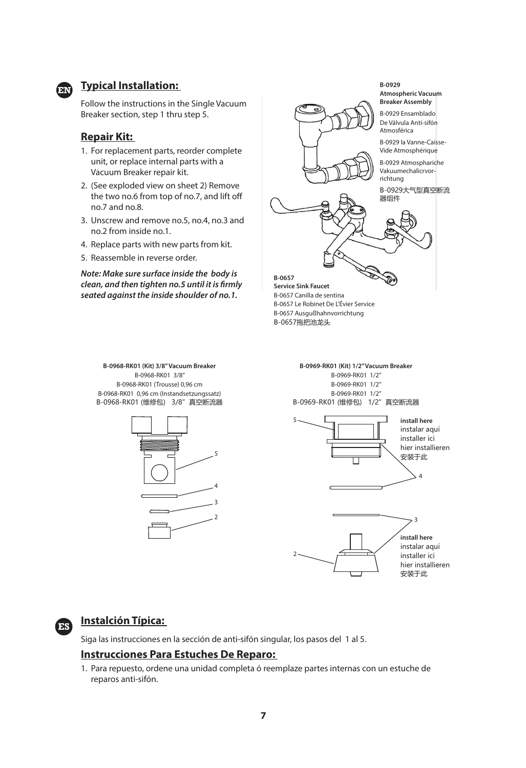EN

## Typical Installation:

Follow the instructions in the Single Vacuum Breaker section, step 1 thru step 5.

## Repair Kit:

1. For replacement parts, reorder complete unit, or replace internal parts with a Vacuum Breaker repair kit.
2. (See exploded view on sheet 2) Remove the two no.6 from top of no.7, and lift off no.7 and no.8.
3. Unscrew and remove no.5, no.4, no.3 and no.2 from inside no.1.
4. Replace parts with new parts from kit.
5. Reassemble in reverse order.

***Note: Make sure surface inside the body is clean, and then tighten no.5 until it is firmly seated against the inside shoulder of no.1.***

**B-0929**
**Atmospheric Vacuum Breaker Assembly**
B-0929 Ensamblado De Válvula Anti-sifón Atmosférica
B-0929 la Vanne-Caisse-Vide Atmosphérique
B-0929 Atmosphariche Vakuumechalicrvor-richtung
B-0929大气型真空断流器组件

**B-0657**
**Service Sink Faucet**
B-0657 Canilla de sentina
B-0657 Le Robinet De L'Évier Service
B-0657 Ausgußhahnvorrichtung
B-0657拖把池龙头

**B-0968-RK01 (Kit) 3/8" Vacuum Breaker**
B-0968-RK01 3/8"
B-0968-RK01 (Trousse) 0,96 cm
B-0968-RK01 0,96 cm (Instandsetzungssatz)
B-0968-RK01 (维修包) 3/8" 真空断流器

5
4
3
2

**B-0969-RK01 (Kit) 1/2" Vacuum Breaker**
B-0969-RK01 1/2"
B-0969-RK01 1/2"
B-0969-RK01 1/2"
B-0969-RK01 (维修包) 1/2" 真空断流器

5
**install here**
instalar aquí
installer ici
hier installieren
安装于此
4

3
**install here**
instalar aquí
installer ici
hier installieren
安装于此
2

ES

## Instalción Típica:

Siga las instrucciones en la sección de anti-sifón singular, los pasos del 1 al 5.

## Instrucciones Para Estuches De Reparo:

1. Para repuesto, ordene una unidad completa ó reemplaze partes internas con un estuche de reparos anti-sifón.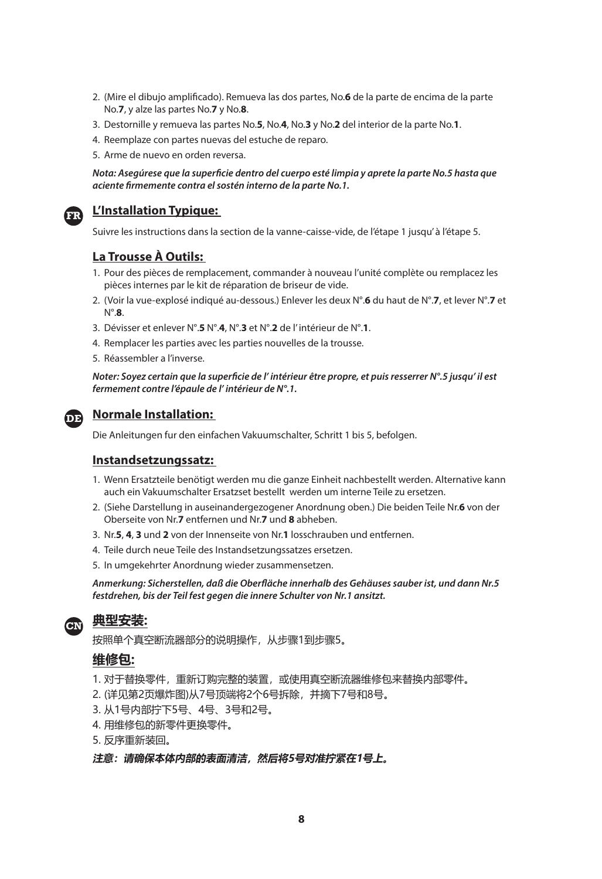2. (Mire el dibujo amplificado). Remueva las dos partes, No.**6** de la parte de encima de la parte No.**7**, y alze las partes No.**7** y No.**8**.
3. Destornille y remueva las partes No.**5**, No.**4**, No.**3** y No.**2** del interior de la parte No.**1**.
4. Reemplaze con partes nuevas del estuche de reparo.
5. Arme de nuevo en orden reversa.

***Nota: Asegúrese que la superficie dentro del cuerpo esté limpia y aprete la parte No.5 hasta que aciente firmemente contra el sostén interno de la parte No.1.***

## FR L'Installation Typique:

Suivre les instructions dans la section de la vanne-caisse-vide, de l'étape 1 jusqu' à l'étape 5.

### La Trousse À Outils:

1. Pour des pièces de remplacement, commander à nouveau l'unité complète ou remplacez les pièces internes par le kit de réparation de briseur de vide.
2. (Voir la vue-explosé indiqué au-dessous.) Enlever les deux N°.**6** du haut de N°.**7**, et lever N°.**7** et N°.**8**.
3. Dévisser et enlever N°.**5** N°.**4**, N°.**3** et N°.**2** de l' intérieur de N°.**1**.
4. Remplacer les parties avec les parties nouvelles de la trousse.
5. Réassembler a l'inverse.

***Noter: Soyez certain que la superficie de l' intérieur être propre, et puis resserrer N°.5 jusqu' il est fermement contre l'épaule de l' intérieur de N°.1.***

## DE Normale Installation:

Die Anleitungen fur den einfachen Vakuumschalter, Schritt 1 bis 5, befolgen.

### Instandsetzungssatz:

1. Wenn Ersatzteile benötigt werden mu die ganze Einheit nachbestellt werden. Alternative kann auch ein Vakuumschalter Ersatzset bestellt werden um interne Teile zu ersetzen.
2. (Siehe Darstellung in auseinandergezogener Anordnung oben.) Die beiden Teile Nr.**6** von der Oberseite von Nr.**7** entfernen und Nr.**7** und **8** abheben.
3. Nr.**5**, **4**, **3** und **2** von der Innenseite von Nr.**1** losschrauben und entfernen.
4. Teile durch neue Teile des Instandsetzungssatzes ersetzen.
5. In umgekehrter Anordnung wieder zusammensetzen.

***Anmerkung: Sicherstellen, daß die Oberfläche innerhalb des Gehäuses sauber ist, und dann Nr.5 festdrehen, bis der Teil fest gegen die innere Schulter von Nr.1 ansitzt.***

## CN 典型安装:

按照单个真空断流器部分的说明操作，从步骤1到步骤5。

### 维修包:

1. 对于替换零件，重新订购完整的装置，或使用真空断流器维修包来替换内部零件。
2. (详见第2页爆炸图)从7号顶端将2个6号拆除，并摘下7号和8号。
3. 从1号内部拧下5号、4号、3号和2号。
4. 用维修包的新零件更换零件。
5. 反序重新装回。

***注意：请确保本体内部的表面清洁，然后将5号对准拧紧在1号上。***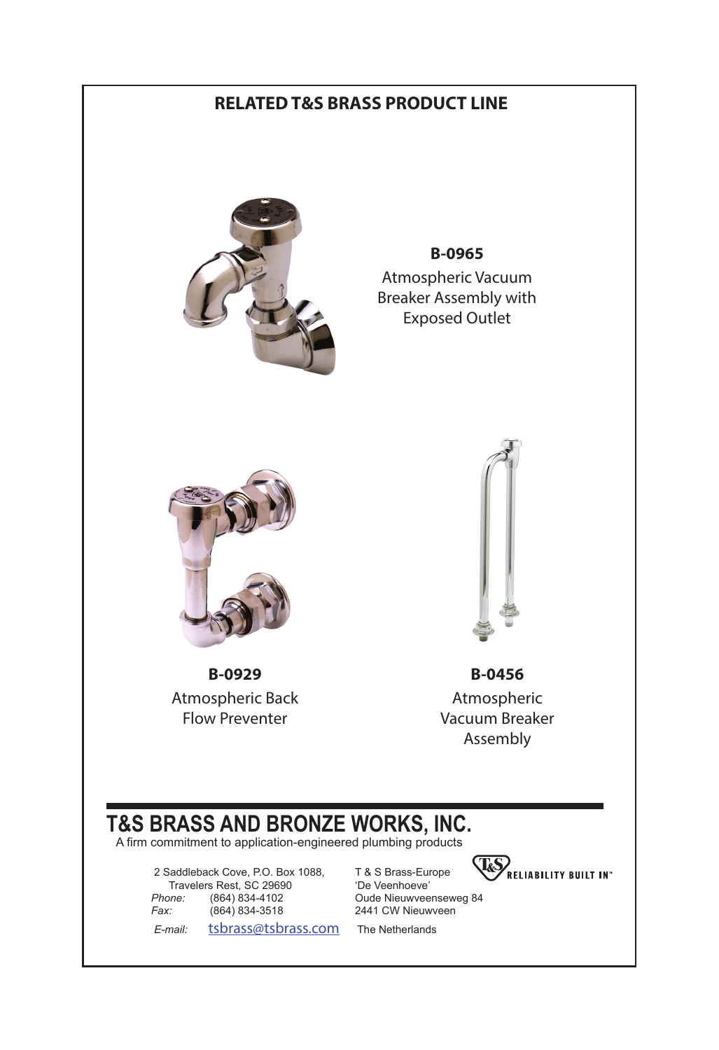## RELATED T&S BRASS PRODUCT LINE

**B-0965**
Atmospheric Vacuum Breaker Assembly with Exposed Outlet

**B-0929**
Atmospheric Back Flow Preventer

**B-0456**
Atmospheric Vacuum Breaker Assembly

# T&S BRASS AND BRONZE WORKS, INC.

A firm commitment to application-engineered plumbing products

2 Saddleback Cove, P.O. Box 1088,
Travelers Rest, SC 29690
*Phone:* (864) 834-4102
*Fax:* (864) 834-3518
*E-mail:* tsbrass@tsbrass.com

T & S Brass-Europe
'De Veenhoeve'
Oude Nieuwveenseweg 84
2441 CW Nieuwveen
The Netherlands

T&S RELIABILITY BUILT IN™